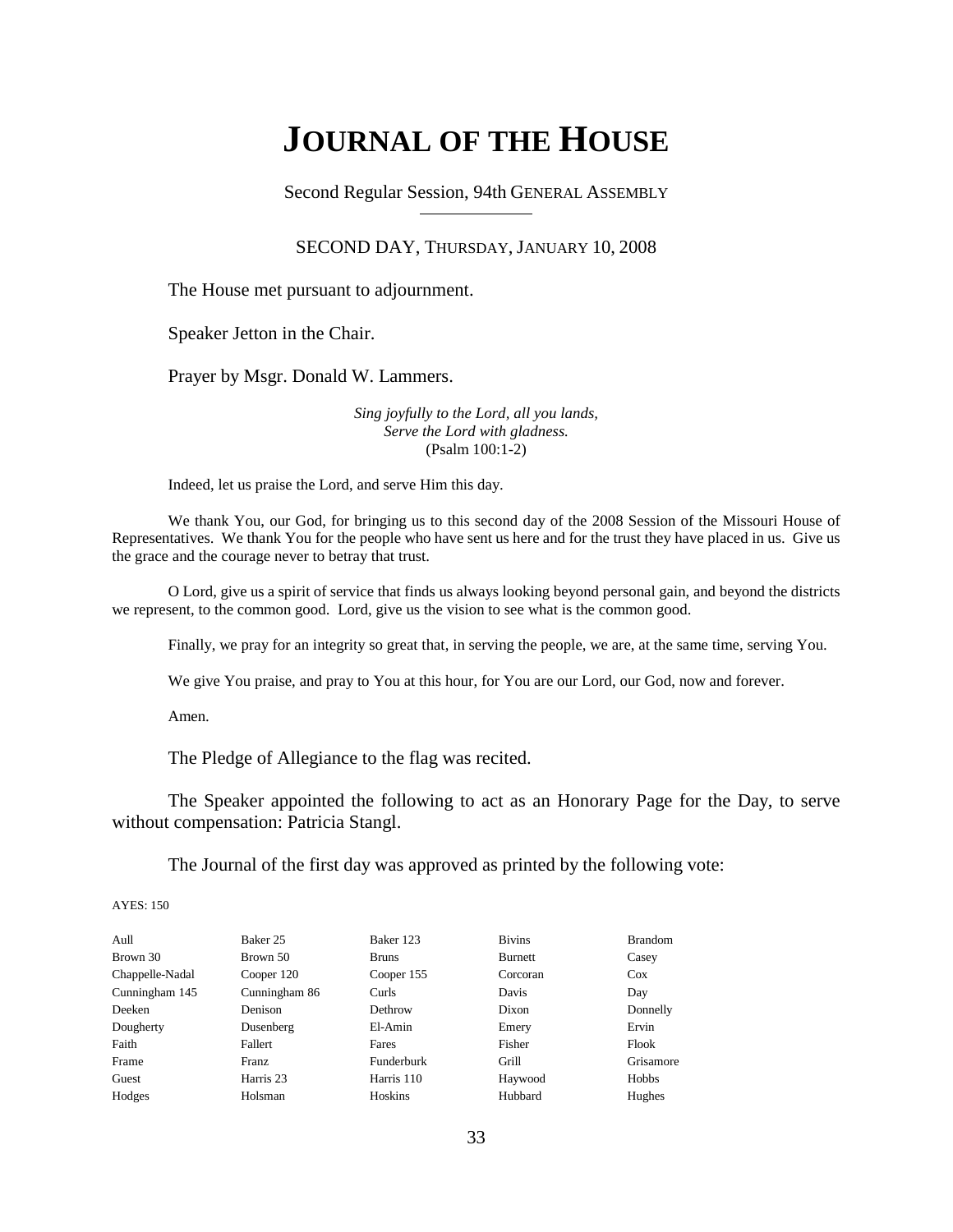# JOURNAL OF THE HOUSE

Second Regular Session, 94th GENERAL ASSEMBLY

SECOND DAY, THURSDAY, JANUARY 10, 2008

The House met pursuant to adjournment.

Speaker Jetton in the Chair.

Prayer by Msgr. Donald W. Lammers.

*Sing joyfully to the Lord, all you lands,*
*Serve the Lord with gladness.*
(Psalm 100:1-2)

Indeed, let us praise the Lord, and serve Him this day.

We thank You, our God, for bringing us to this second day of the 2008 Session of the Missouri House of Representatives. We thank You for the people who have sent us here and for the trust they have placed in us. Give us the grace and the courage never to betray that trust.

O Lord, give us a spirit of service that finds us always looking beyond personal gain, and beyond the districts we represent, to the common good. Lord, give us the vision to see what is the common good.

Finally, we pray for an integrity so great that, in serving the people, we are, at the same time, serving You.

We give You praise, and pray to You at this hour, for You are our Lord, our God, now and forever.

Amen.

The Pledge of Allegiance to the flag was recited.

The Speaker appointed the following to act as an Honorary Page for the Day, to serve without compensation: Patricia Stangl.

The Journal of the first day was approved as printed by the following vote:

AYES: 150

| | | | | |
|---|---|---|---|---|
| Aull | Baker 25 | Baker 123 | Bivins | Brandom |
| Brown 30 | Brown 50 | Bruns | Burnett | Casey |
| Chappelle-Nadal | Cooper 120 | Cooper 155 | Corcoran | Cox |
| Cunningham 145 | Cunningham 86 | Curls | Davis | Day |
| Deeken | Denison | Dethrow | Dixon | Donnelly |
| Dougherty | Dusenberg | El-Amin | Emery | Ervin |
| Faith | Fallert | Fares | Fisher | Flook |
| Frame | Franz | Funderburk | Grill | Grisamore |
| Guest | Harris 23 | Harris 110 | Haywood | Hobbs |
| Hodges | Holsman | Hoskins | Hubbard | Hughes |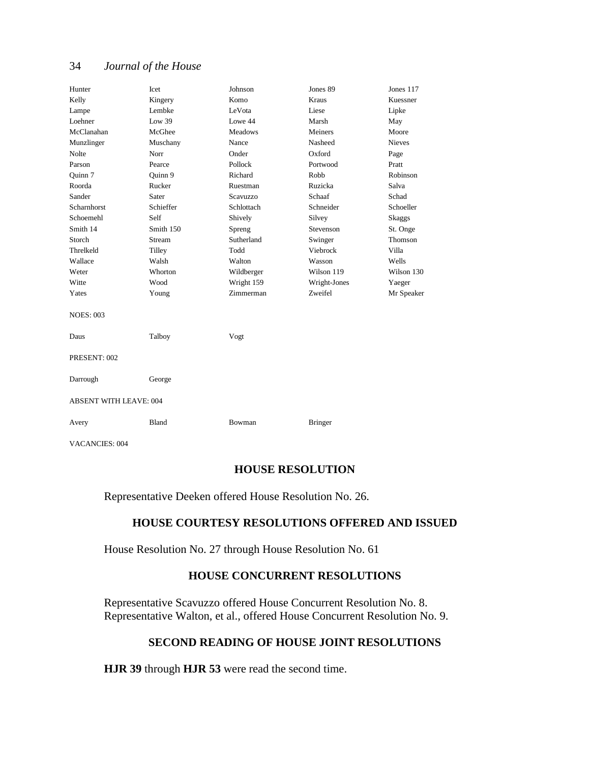| | | | | |
|---|---|---|---|---|
| Hunter | Icet | Johnson | Jones 89 | Jones 117 |
| Kelly | Kingery | Komo | Kraus | Kuessner |
| Lampe | Lembke | LeVota | Liese | Lipke |
| Loehner | Low 39 | Lowe 44 | Marsh | May |
| McClanahan | McGhee | Meadows | Meiners | Moore |
| Munzlinger | Muschany | Nance | Nasheed | Nieves |
| Nolte | Norr | Onder | Oxford | Page |
| Parson | Pearce | Pollock | Portwood | Pratt |
| Quinn 7 | Quinn 9 | Richard | Robb | Robinson |
| Roorda | Rucker | Ruestman | Ruzicka | Salva |
| Sander | Sater | Scavuzzo | Schaaf | Schad |
| Scharnhorst | Schieffer | Schlottach | Schneider | Schoeller |
| Schoemehl | Self | Shively | Silvey | Skaggs |
| Smith 14 | Smith 150 | Spreng | Stevenson | St. Onge |
| Storch | Stream | Sutherland | Swinger | Thomson |
| Threlkeld | Tilley | Todd | Viebrock | Villa |
| Wallace | Walsh | Walton | Wasson | Wells |
| Weter | Whorton | Wildberger | Wilson 119 | Wilson 130 |
| Witte | Wood | Wright 159 | Wright-Jones | Yaeger |
| Yates | Young | Zimmerman | Zweifel | Mr Speaker |

NOES: 003

| | | |
|---|---|---|
| Daus | Talboy | Vogt |

PRESENT: 002

| | |
|---|---|
| Darrough | George |

ABSENT WITH LEAVE: 004

| | | | |
|---|---|---|---|
| Avery | Bland | Bowman | Bringer |

VACANCIES: 004

## HOUSE RESOLUTION

Representative Deeken offered House Resolution No. 26.

## HOUSE COURTESY RESOLUTIONS OFFERED AND ISSUED

House Resolution No. 27 through House Resolution No. 61

## HOUSE CONCURRENT RESOLUTIONS

Representative Scavuzzo offered House Concurrent Resolution No. 8.
Representative Walton, et al., offered House Concurrent Resolution No. 9.

## SECOND READING OF HOUSE JOINT RESOLUTIONS

**HJR 39** through **HJR 53** were read the second time.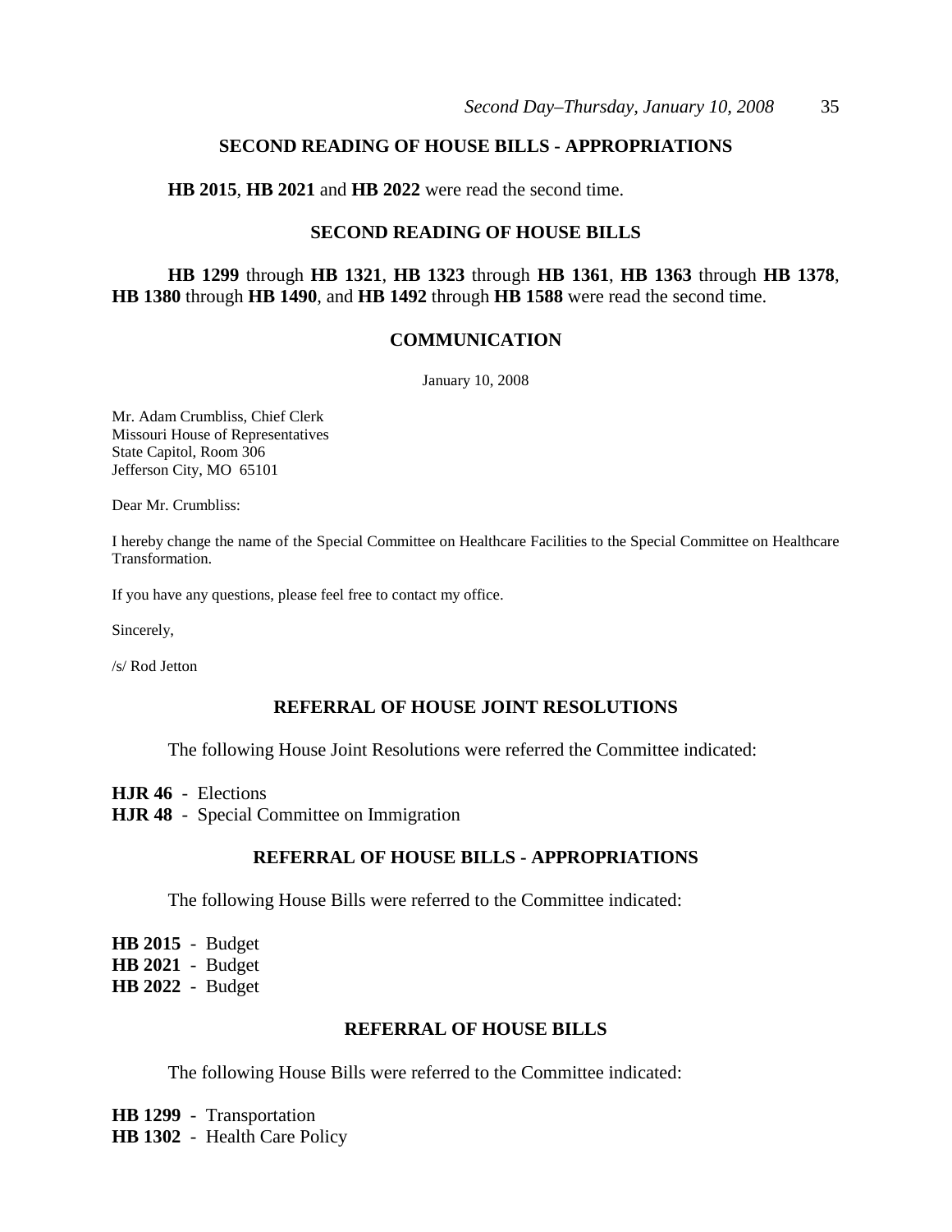## SECOND READING OF HOUSE BILLS - APPROPRIATIONS

**HB 2015**, **HB 2021** and **HB 2022** were read the second time.

## SECOND READING OF HOUSE BILLS

**HB 1299** through **HB 1321**, **HB 1323** through **HB 1361**, **HB 1363** through **HB 1378**, **HB 1380** through **HB 1490**, and **HB 1492** through **HB 1588** were read the second time.

## COMMUNICATION

January 10, 2008

Mr. Adam Crumbliss, Chief Clerk
Missouri House of Representatives
State Capitol, Room 306
Jefferson City, MO 65101

Dear Mr. Crumbliss:

I hereby change the name of the Special Committee on Healthcare Facilities to the Special Committee on Healthcare Transformation.

If you have any questions, please feel free to contact my office.

Sincerely,

/s/ Rod Jetton

## REFERRAL OF HOUSE JOINT RESOLUTIONS

The following House Joint Resolutions were referred the Committee indicated:

**HJR 46** - Elections
**HJR 48** - Special Committee on Immigration

## REFERRAL OF HOUSE BILLS - APPROPRIATIONS

The following House Bills were referred to the Committee indicated:

**HB 2015** - Budget
**HB 2021** - Budget
**HB 2022** - Budget

## REFERRAL OF HOUSE BILLS

The following House Bills were referred to the Committee indicated:

**HB 1299** - Transportation
**HB 1302** - Health Care Policy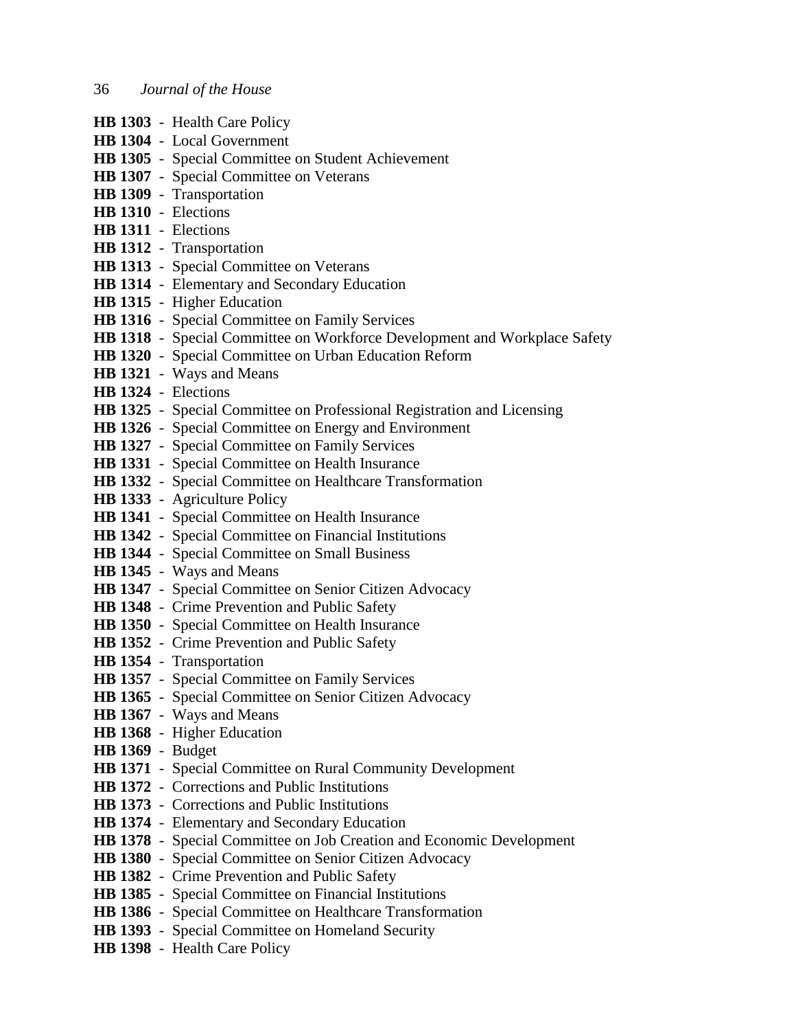**HB 1303** - Health Care Policy
**HB 1304** - Local Government
**HB 1305** - Special Committee on Student Achievement
**HB 1307** - Special Committee on Veterans
**HB 1309** - Transportation
**HB 1310** - Elections
**HB 1311** - Elections
**HB 1312** - Transportation
**HB 1313** - Special Committee on Veterans
**HB 1314** - Elementary and Secondary Education
**HB 1315** - Higher Education
**HB 1316** - Special Committee on Family Services
**HB 1318** - Special Committee on Workforce Development and Workplace Safety
**HB 1320** - Special Committee on Urban Education Reform
**HB 1321** - Ways and Means
**HB 1324** - Elections
**HB 1325** - Special Committee on Professional Registration and Licensing
**HB 1326** - Special Committee on Energy and Environment
**HB 1327** - Special Committee on Family Services
**HB 1331** - Special Committee on Health Insurance
**HB 1332** - Special Committee on Healthcare Transformation
**HB 1333** - Agriculture Policy
**HB 1341** - Special Committee on Health Insurance
**HB 1342** - Special Committee on Financial Institutions
**HB 1344** - Special Committee on Small Business
**HB 1345** - Ways and Means
**HB 1347** - Special Committee on Senior Citizen Advocacy
**HB 1348** - Crime Prevention and Public Safety
**HB 1350** - Special Committee on Health Insurance
**HB 1352** - Crime Prevention and Public Safety
**HB 1354** - Transportation
**HB 1357** - Special Committee on Family Services
**HB 1365** - Special Committee on Senior Citizen Advocacy
**HB 1367** - Ways and Means
**HB 1368** - Higher Education
**HB 1369** - Budget
**HB 1371** - Special Committee on Rural Community Development
**HB 1372** - Corrections and Public Institutions
**HB 1373** - Corrections and Public Institutions
**HB 1374** - Elementary and Secondary Education
**HB 1378** - Special Committee on Job Creation and Economic Development
**HB 1380** - Special Committee on Senior Citizen Advocacy
**HB 1382** - Crime Prevention and Public Safety
**HB 1385** - Special Committee on Financial Institutions
**HB 1386** - Special Committee on Healthcare Transformation
**HB 1393** - Special Committee on Homeland Security
**HB 1398** - Health Care Policy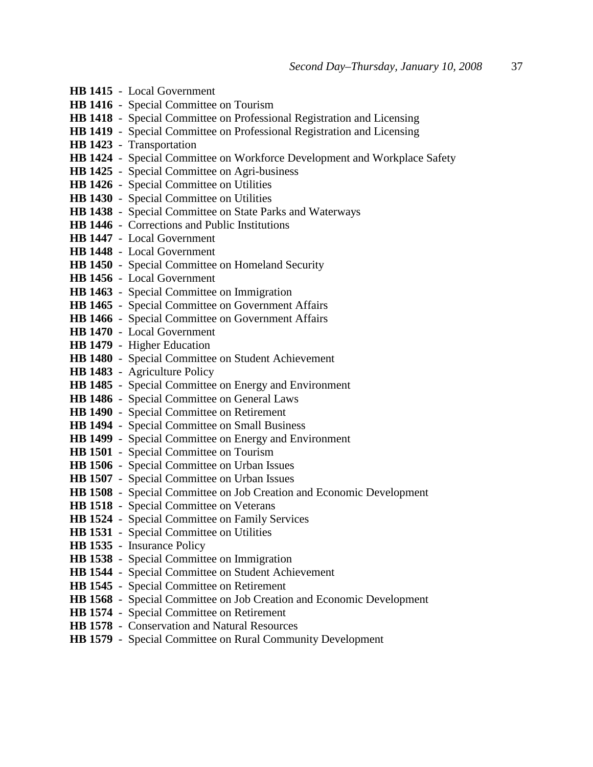**HB 1415** - Local Government
**HB 1416** - Special Committee on Tourism
**HB 1418** - Special Committee on Professional Registration and Licensing
**HB 1419** - Special Committee on Professional Registration and Licensing
**HB 1423** - Transportation
**HB 1424** - Special Committee on Workforce Development and Workplace Safety
**HB 1425** - Special Committee on Agri-business
**HB 1426** - Special Committee on Utilities
**HB 1430** - Special Committee on Utilities
**HB 1438** - Special Committee on State Parks and Waterways
**HB 1446** - Corrections and Public Institutions
**HB 1447** - Local Government
**HB 1448** - Local Government
**HB 1450** - Special Committee on Homeland Security
**HB 1456** - Local Government
**HB 1463** - Special Committee on Immigration
**HB 1465** - Special Committee on Government Affairs
**HB 1466** - Special Committee on Government Affairs
**HB 1470** - Local Government
**HB 1479** - Higher Education
**HB 1480** - Special Committee on Student Achievement
**HB 1483** - Agriculture Policy
**HB 1485** - Special Committee on Energy and Environment
**HB 1486** - Special Committee on General Laws
**HB 1490** - Special Committee on Retirement
**HB 1494** - Special Committee on Small Business
**HB 1499** - Special Committee on Energy and Environment
**HB 1501** - Special Committee on Tourism
**HB 1506** - Special Committee on Urban Issues
**HB 1507** - Special Committee on Urban Issues
**HB 1508** - Special Committee on Job Creation and Economic Development
**HB 1518** - Special Committee on Veterans
**HB 1524** - Special Committee on Family Services
**HB 1531** - Special Committee on Utilities
**HB 1535** - Insurance Policy
**HB 1538** - Special Committee on Immigration
**HB 1544** - Special Committee on Student Achievement
**HB 1545** - Special Committee on Retirement
**HB 1568** - Special Committee on Job Creation and Economic Development
**HB 1574** - Special Committee on Retirement
**HB 1578** - Conservation and Natural Resources
**HB 1579** - Special Committee on Rural Community Development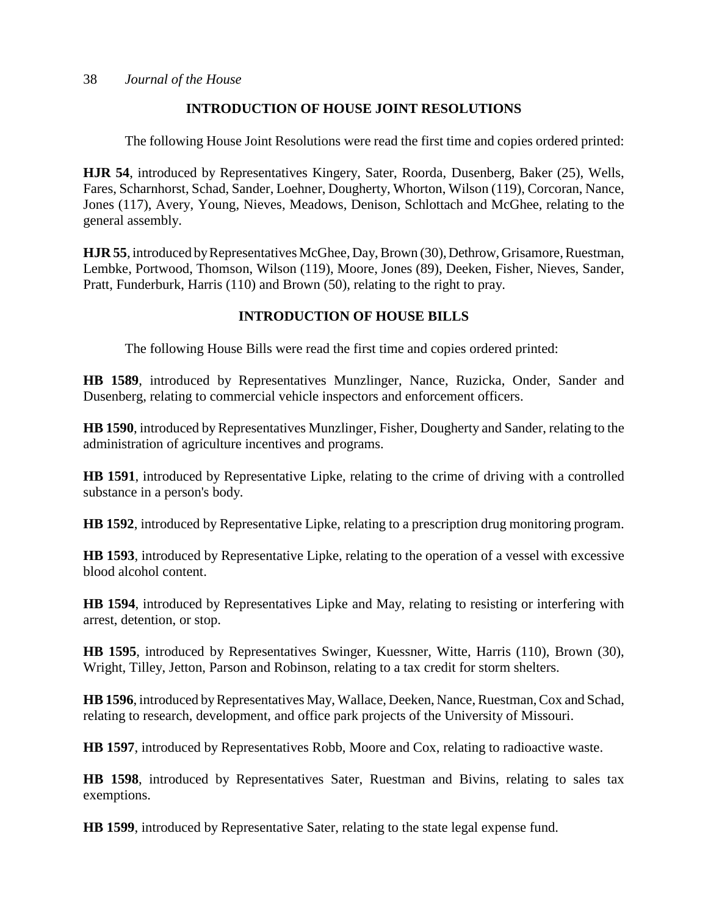## INTRODUCTION OF HOUSE JOINT RESOLUTIONS

The following House Joint Resolutions were read the first time and copies ordered printed:

**HJR 54**, introduced by Representatives Kingery, Sater, Roorda, Dusenberg, Baker (25), Wells, Fares, Scharnhorst, Schad, Sander, Loehner, Dougherty, Whorton, Wilson (119), Corcoran, Nance, Jones (117), Avery, Young, Nieves, Meadows, Denison, Schlottach and McGhee, relating to the general assembly.

**HJR 55**, introduced by Representatives McGhee, Day, Brown (30), Dethrow, Grisamore, Ruestman, Lembke, Portwood, Thomson, Wilson (119), Moore, Jones (89), Deeken, Fisher, Nieves, Sander, Pratt, Funderburk, Harris (110) and Brown (50), relating to the right to pray.

## INTRODUCTION OF HOUSE BILLS

The following House Bills were read the first time and copies ordered printed:

**HB 1589**, introduced by Representatives Munzlinger, Nance, Ruzicka, Onder, Sander and Dusenberg, relating to commercial vehicle inspectors and enforcement officers.

**HB 1590**, introduced by Representatives Munzlinger, Fisher, Dougherty and Sander, relating to the administration of agriculture incentives and programs.

**HB 1591**, introduced by Representative Lipke, relating to the crime of driving with a controlled substance in a person's body.

**HB 1592**, introduced by Representative Lipke, relating to a prescription drug monitoring program.

**HB 1593**, introduced by Representative Lipke, relating to the operation of a vessel with excessive blood alcohol content.

**HB 1594**, introduced by Representatives Lipke and May, relating to resisting or interfering with arrest, detention, or stop.

**HB 1595**, introduced by Representatives Swinger, Kuessner, Witte, Harris (110), Brown (30), Wright, Tilley, Jetton, Parson and Robinson, relating to a tax credit for storm shelters.

**HB 1596**, introduced by Representatives May, Wallace, Deeken, Nance, Ruestman, Cox and Schad, relating to research, development, and office park projects of the University of Missouri.

**HB 1597**, introduced by Representatives Robb, Moore and Cox, relating to radioactive waste.

**HB 1598**, introduced by Representatives Sater, Ruestman and Bivins, relating to sales tax exemptions.

**HB 1599**, introduced by Representative Sater, relating to the state legal expense fund.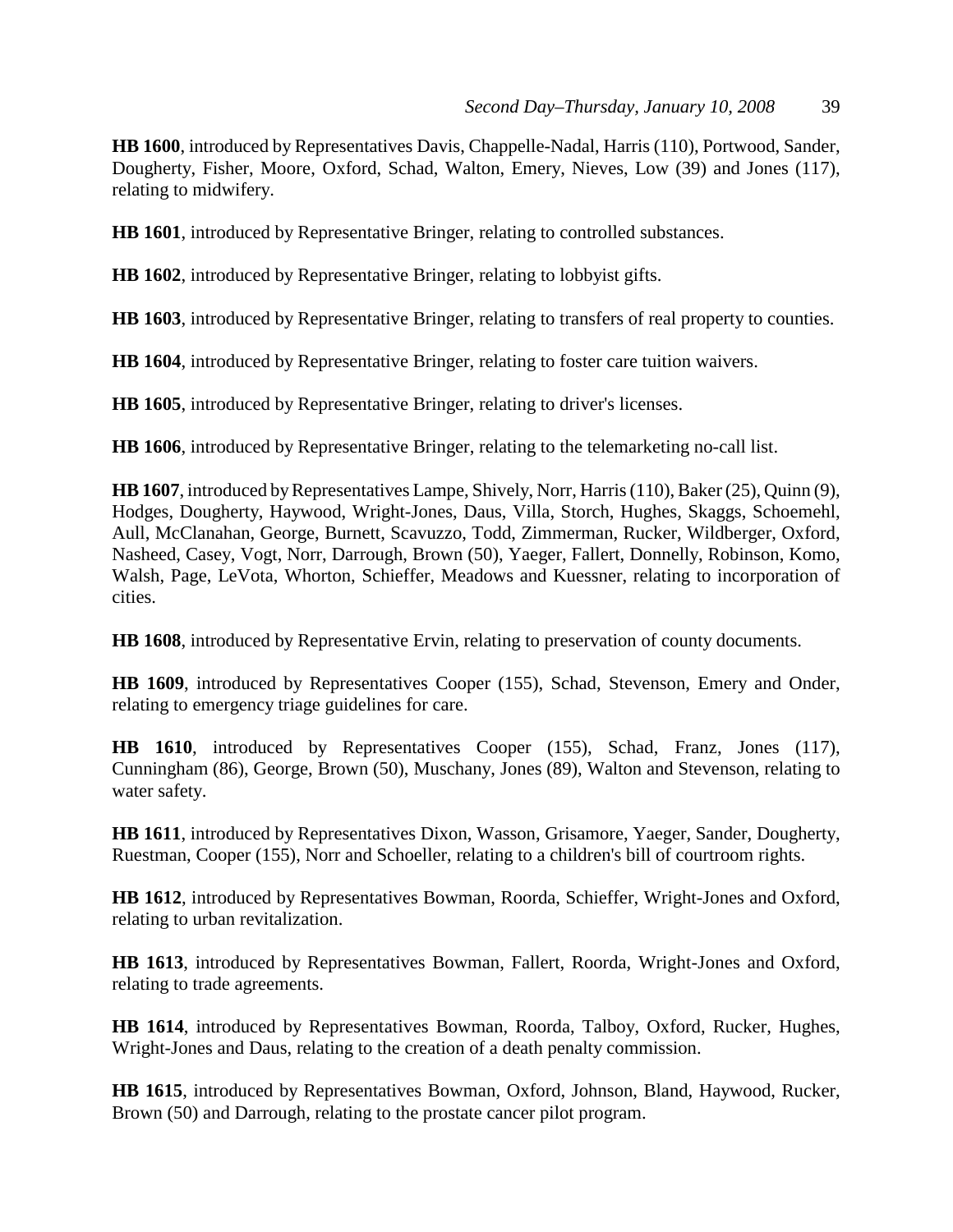**HB 1600**, introduced by Representatives Davis, Chappelle-Nadal, Harris (110), Portwood, Sander, Dougherty, Fisher, Moore, Oxford, Schad, Walton, Emery, Nieves, Low (39) and Jones (117), relating to midwifery.

**HB 1601**, introduced by Representative Bringer, relating to controlled substances.

**HB 1602**, introduced by Representative Bringer, relating to lobbyist gifts.

**HB 1603**, introduced by Representative Bringer, relating to transfers of real property to counties.

**HB 1604**, introduced by Representative Bringer, relating to foster care tuition waivers.

**HB 1605**, introduced by Representative Bringer, relating to driver's licenses.

**HB 1606**, introduced by Representative Bringer, relating to the telemarketing no-call list.

**HB 1607**, introduced by Representatives Lampe, Shively, Norr, Harris (110), Baker (25), Quinn (9), Hodges, Dougherty, Haywood, Wright-Jones, Daus, Villa, Storch, Hughes, Skaggs, Schoemehl, Aull, McClanahan, George, Burnett, Scavuzzo, Todd, Zimmerman, Rucker, Wildberger, Oxford, Nasheed, Casey, Vogt, Norr, Darrough, Brown (50), Yaeger, Fallert, Donnelly, Robinson, Komo, Walsh, Page, LeVota, Whorton, Schieffer, Meadows and Kuessner, relating to incorporation of cities.

**HB 1608**, introduced by Representative Ervin, relating to preservation of county documents.

**HB 1609**, introduced by Representatives Cooper (155), Schad, Stevenson, Emery and Onder, relating to emergency triage guidelines for care.

**HB 1610**, introduced by Representatives Cooper (155), Schad, Franz, Jones (117), Cunningham (86), George, Brown (50), Muschany, Jones (89), Walton and Stevenson, relating to water safety.

**HB 1611**, introduced by Representatives Dixon, Wasson, Grisamore, Yaeger, Sander, Dougherty, Ruestman, Cooper (155), Norr and Schoeller, relating to a children's bill of courtroom rights.

**HB 1612**, introduced by Representatives Bowman, Roorda, Schieffer, Wright-Jones and Oxford, relating to urban revitalization.

**HB 1613**, introduced by Representatives Bowman, Fallert, Roorda, Wright-Jones and Oxford, relating to trade agreements.

**HB 1614**, introduced by Representatives Bowman, Roorda, Talboy, Oxford, Rucker, Hughes, Wright-Jones and Daus, relating to the creation of a death penalty commission.

**HB 1615**, introduced by Representatives Bowman, Oxford, Johnson, Bland, Haywood, Rucker, Brown (50) and Darrough, relating to the prostate cancer pilot program.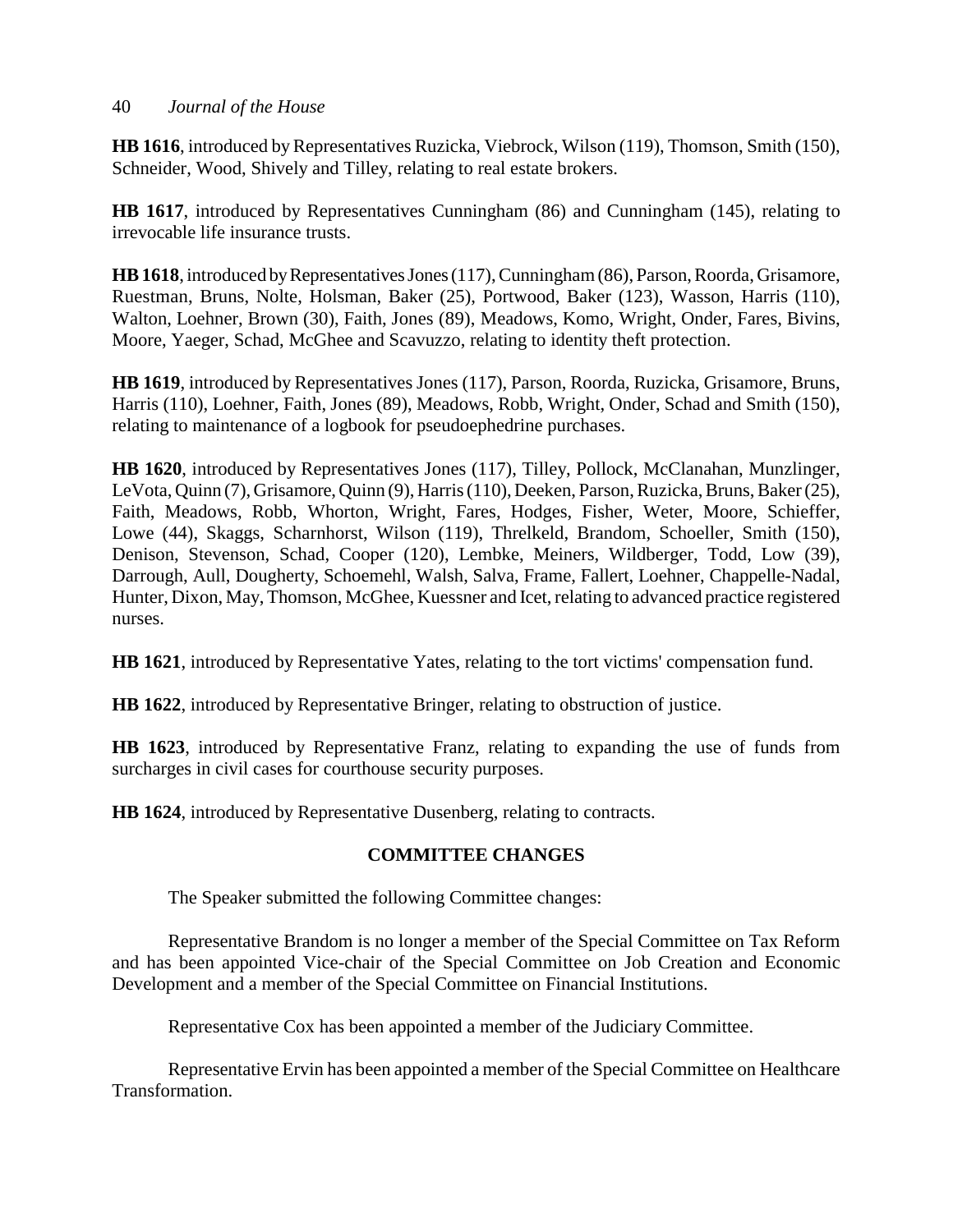**HB 1616**, introduced by Representatives Ruzicka, Viebrock, Wilson (119), Thomson, Smith (150), Schneider, Wood, Shively and Tilley, relating to real estate brokers.

**HB 1617**, introduced by Representatives Cunningham (86) and Cunningham (145), relating to irrevocable life insurance trusts.

**HB 1618**, introduced by Representatives Jones (117), Cunningham (86), Parson, Roorda, Grisamore, Ruestman, Bruns, Nolte, Holsman, Baker (25), Portwood, Baker (123), Wasson, Harris (110), Walton, Loehner, Brown (30), Faith, Jones (89), Meadows, Komo, Wright, Onder, Fares, Bivins, Moore, Yaeger, Schad, McGhee and Scavuzzo, relating to identity theft protection.

**HB 1619**, introduced by Representatives Jones (117), Parson, Roorda, Ruzicka, Grisamore, Bruns, Harris (110), Loehner, Faith, Jones (89), Meadows, Robb, Wright, Onder, Schad and Smith (150), relating to maintenance of a logbook for pseudoephedrine purchases.

**HB 1620**, introduced by Representatives Jones (117), Tilley, Pollock, McClanahan, Munzlinger, LeVota, Quinn (7), Grisamore, Quinn (9), Harris (110), Deeken, Parson, Ruzicka, Bruns, Baker (25), Faith, Meadows, Robb, Whorton, Wright, Fares, Hodges, Fisher, Weter, Moore, Schieffer, Lowe (44), Skaggs, Scharnhorst, Wilson (119), Threlkeld, Brandom, Schoeller, Smith (150), Denison, Stevenson, Schad, Cooper (120), Lembke, Meiners, Wildberger, Todd, Low (39), Darrough, Aull, Dougherty, Schoemehl, Walsh, Salva, Frame, Fallert, Loehner, Chappelle-Nadal, Hunter, Dixon, May, Thomson, McGhee, Kuessner and Icet, relating to advanced practice registered nurses.

**HB 1621**, introduced by Representative Yates, relating to the tort victims' compensation fund.

**HB 1622**, introduced by Representative Bringer, relating to obstruction of justice.

**HB 1623**, introduced by Representative Franz, relating to expanding the use of funds from surcharges in civil cases for courthouse security purposes.

**HB 1624**, introduced by Representative Dusenberg, relating to contracts.

## COMMITTEE CHANGES

The Speaker submitted the following Committee changes:

Representative Brandom is no longer a member of the Special Committee on Tax Reform and has been appointed Vice-chair of the Special Committee on Job Creation and Economic Development and a member of the Special Committee on Financial Institutions.

Representative Cox has been appointed a member of the Judiciary Committee.

Representative Ervin has been appointed a member of the Special Committee on Healthcare Transformation.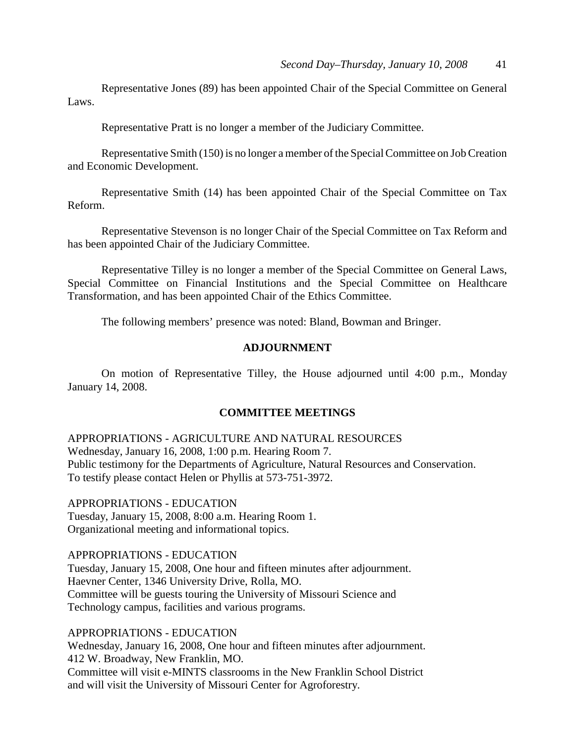Representative Jones (89) has been appointed Chair of the Special Committee on General Laws.

Representative Pratt is no longer a member of the Judiciary Committee.

Representative Smith (150) is no longer a member of the Special Committee on Job Creation and Economic Development.

Representative Smith (14) has been appointed Chair of the Special Committee on Tax Reform.

Representative Stevenson is no longer Chair of the Special Committee on Tax Reform and has been appointed Chair of the Judiciary Committee.

Representative Tilley is no longer a member of the Special Committee on General Laws, Special Committee on Financial Institutions and the Special Committee on Healthcare Transformation, and has been appointed Chair of the Ethics Committee.

The following members' presence was noted: Bland, Bowman and Bringer.

## ADJOURNMENT

On motion of Representative Tilley, the House adjourned until 4:00 p.m., Monday January 14, 2008.

## COMMITTEE MEETINGS

APPROPRIATIONS - AGRICULTURE AND NATURAL RESOURCES
Wednesday, January 16, 2008, 1:00 p.m. Hearing Room 7.
Public testimony for the Departments of Agriculture, Natural Resources and Conservation.
To testify please contact Helen or Phyllis at 573-751-3972.

APPROPRIATIONS - EDUCATION
Tuesday, January 15, 2008, 8:00 a.m. Hearing Room 1.
Organizational meeting and informational topics.

APPROPRIATIONS - EDUCATION
Tuesday, January 15, 2008, One hour and fifteen minutes after adjournment.
Haevner Center, 1346 University Drive, Rolla, MO.
Committee will be guests touring the University of Missouri Science and Technology campus, facilities and various programs.

APPROPRIATIONS - EDUCATION
Wednesday, January 16, 2008, One hour and fifteen minutes after adjournment.
412 W. Broadway, New Franklin, MO.
Committee will visit e-MINTS classrooms in the New Franklin School District and will visit the University of Missouri Center for Agroforestry.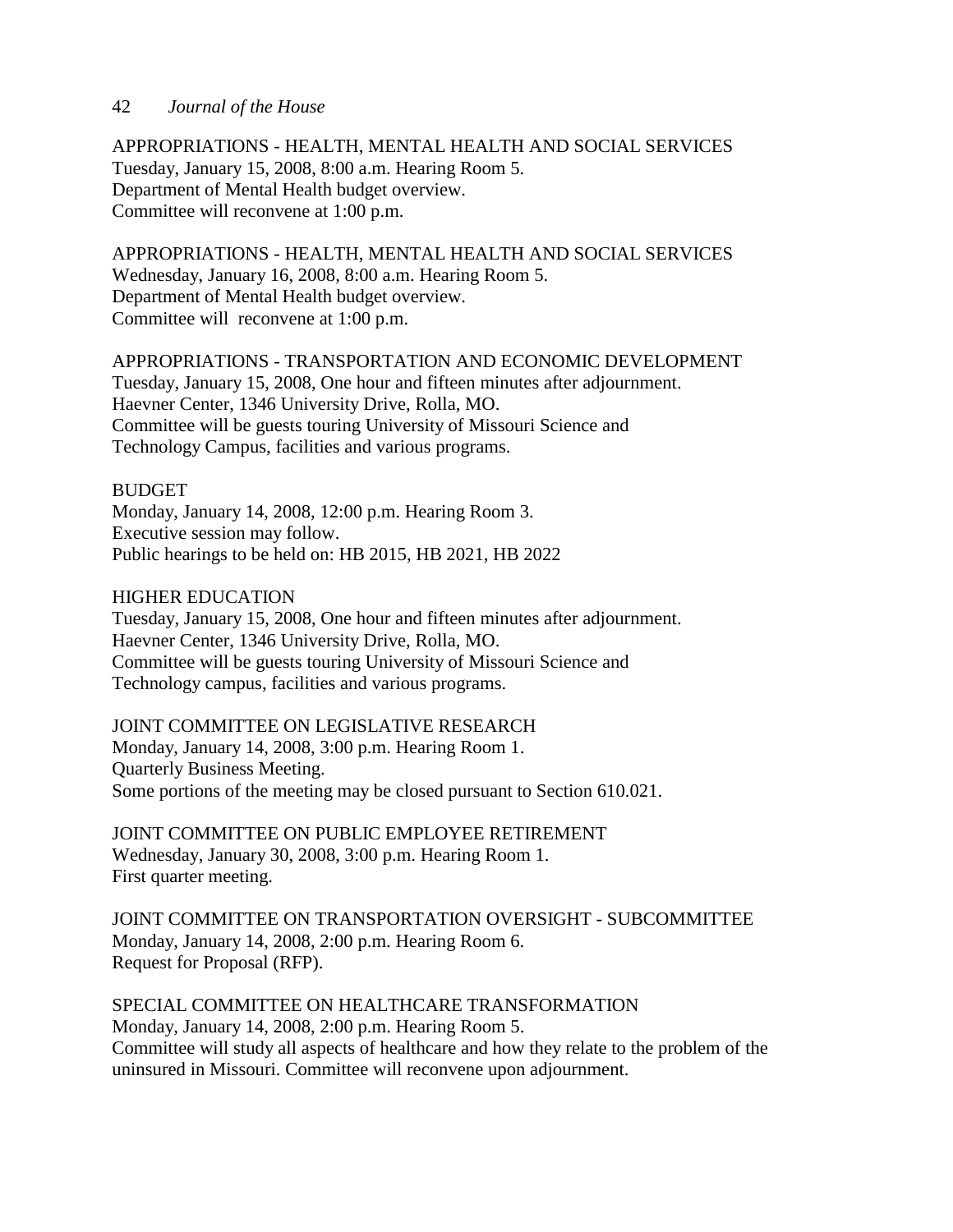APPROPRIATIONS - HEALTH, MENTAL HEALTH AND SOCIAL SERVICES
Tuesday, January 15, 2008, 8:00 a.m. Hearing Room 5.
Department of Mental Health budget overview.
Committee will reconvene at 1:00 p.m.

APPROPRIATIONS - HEALTH, MENTAL HEALTH AND SOCIAL SERVICES
Wednesday, January 16, 2008, 8:00 a.m. Hearing Room 5.
Department of Mental Health budget overview.
Committee will reconvene at 1:00 p.m.

APPROPRIATIONS - TRANSPORTATION AND ECONOMIC DEVELOPMENT
Tuesday, January 15, 2008, One hour and fifteen minutes after adjournment.
Haevner Center, 1346 University Drive, Rolla, MO.
Committee will be guests touring University of Missouri Science and Technology Campus, facilities and various programs.

BUDGET
Monday, January 14, 2008, 12:00 p.m. Hearing Room 3.
Executive session may follow.
Public hearings to be held on: HB 2015, HB 2021, HB 2022

HIGHER EDUCATION
Tuesday, January 15, 2008, One hour and fifteen minutes after adjournment.
Haevner Center, 1346 University Drive, Rolla, MO.
Committee will be guests touring University of Missouri Science and Technology campus, facilities and various programs.

JOINT COMMITTEE ON LEGISLATIVE RESEARCH
Monday, January 14, 2008, 3:00 p.m. Hearing Room 1.
Quarterly Business Meeting.
Some portions of the meeting may be closed pursuant to Section 610.021.

JOINT COMMITTEE ON PUBLIC EMPLOYEE RETIREMENT
Wednesday, January 30, 2008, 3:00 p.m. Hearing Room 1.
First quarter meeting.

JOINT COMMITTEE ON TRANSPORTATION OVERSIGHT - SUBCOMMITTEE
Monday, January 14, 2008, 2:00 p.m. Hearing Room 6.
Request for Proposal (RFP).

SPECIAL COMMITTEE ON HEALTHCARE TRANSFORMATION
Monday, January 14, 2008, 2:00 p.m. Hearing Room 5.
Committee will study all aspects of healthcare and how they relate to the problem of the uninsured in Missouri. Committee will reconvene upon adjournment.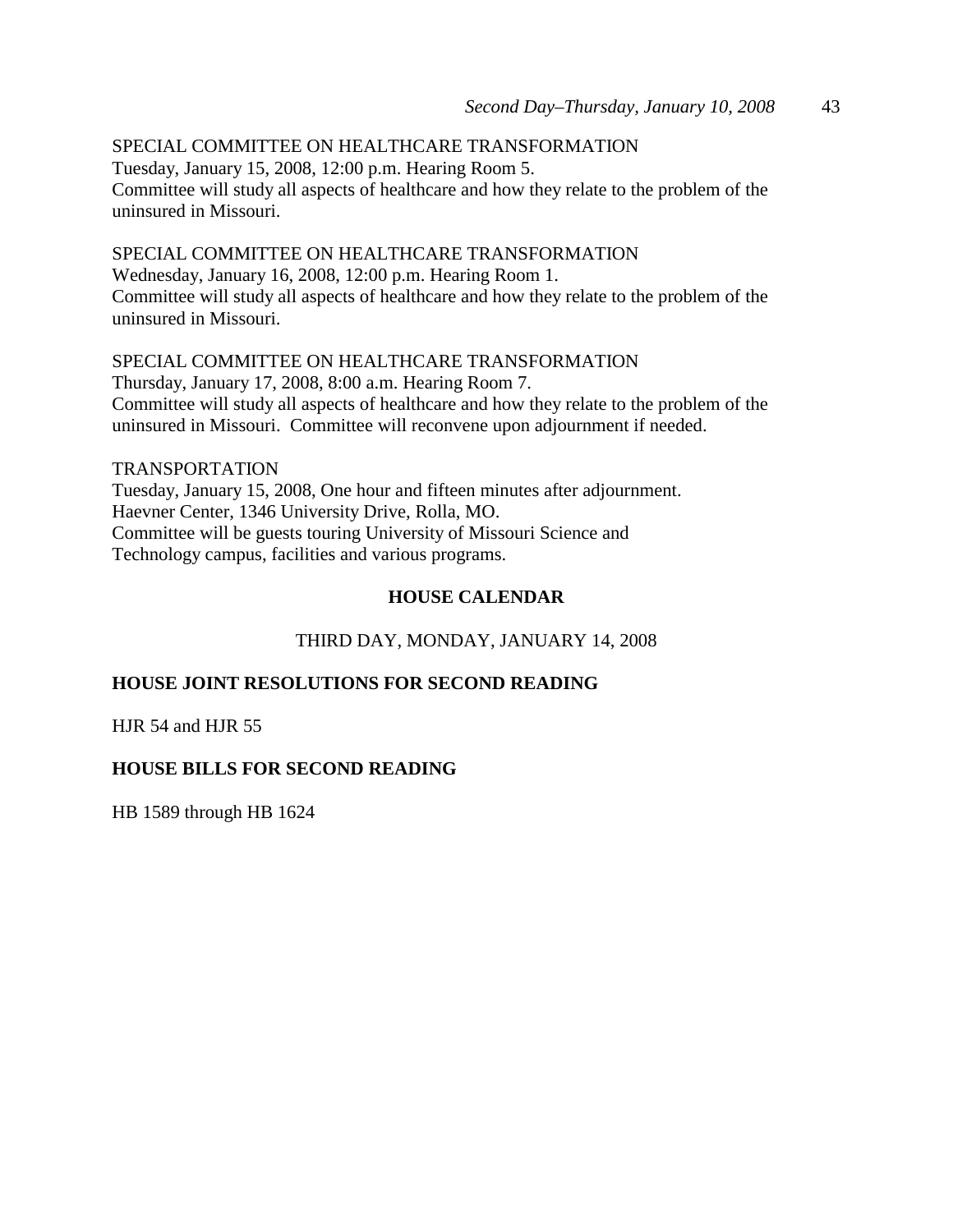SPECIAL COMMITTEE ON HEALTHCARE TRANSFORMATION
Tuesday, January 15, 2008, 12:00 p.m. Hearing Room 5.
Committee will study all aspects of healthcare and how they relate to the problem of the uninsured in Missouri.

SPECIAL COMMITTEE ON HEALTHCARE TRANSFORMATION
Wednesday, January 16, 2008, 12:00 p.m. Hearing Room 1.
Committee will study all aspects of healthcare and how they relate to the problem of the uninsured in Missouri.

SPECIAL COMMITTEE ON HEALTHCARE TRANSFORMATION
Thursday, January 17, 2008, 8:00 a.m. Hearing Room 7.
Committee will study all aspects of healthcare and how they relate to the problem of the uninsured in Missouri. Committee will reconvene upon adjournment if needed.

TRANSPORTATION
Tuesday, January 15, 2008, One hour and fifteen minutes after adjournment.
Haevner Center, 1346 University Drive, Rolla, MO.
Committee will be guests touring University of Missouri Science and Technology campus, facilities and various programs.

## HOUSE CALENDAR

THIRD DAY, MONDAY, JANUARY 14, 2008

### HOUSE JOINT RESOLUTIONS FOR SECOND READING

HJR 54 and HJR 55

### HOUSE BILLS FOR SECOND READING

HB 1589 through HB 1624